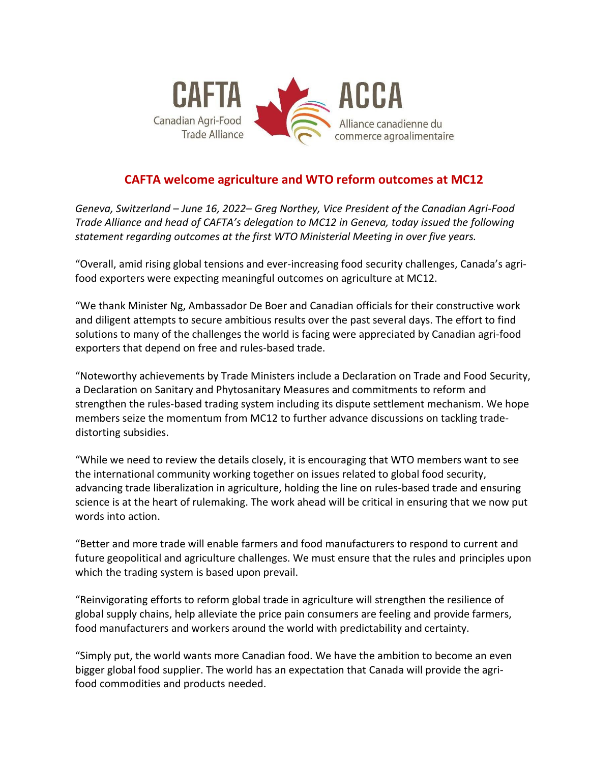CAFTA
Canadian Agri-Food
Trade Alliance

ACCA
Alliance canadienne du
commerce agroalimentaire

## CAFTA welcome agriculture and WTO reform outcomes at MC12

*Geneva, Switzerland – June 16, 2022– Greg Northey, Vice President of the Canadian Agri-Food Trade Alliance and head of CAFTA's delegation to MC12 in Geneva, today issued the following statement regarding outcomes at the first WTO Ministerial Meeting in over five years.*

"Overall, amid rising global tensions and ever-increasing food security challenges, Canada's agri-food exporters were expecting meaningful outcomes on agriculture at MC12.

"We thank Minister Ng, Ambassador De Boer and Canadian officials for their constructive work and diligent attempts to secure ambitious results over the past several days. The effort to find solutions to many of the challenges the world is facing were appreciated by Canadian agri-food exporters that depend on free and rules-based trade.

"Noteworthy achievements by Trade Ministers include a Declaration on Trade and Food Security, a Declaration on Sanitary and Phytosanitary Measures and commitments to reform and strengthen the rules-based trading system including its dispute settlement mechanism. We hope members seize the momentum from MC12 to further advance discussions on tackling trade-distorting subsidies.

"While we need to review the details closely, it is encouraging that WTO members want to see the international community working together on issues related to global food security, advancing trade liberalization in agriculture, holding the line on rules-based trade and ensuring science is at the heart of rulemaking. The work ahead will be critical in ensuring that we now put words into action.

"Better and more trade will enable farmers and food manufacturers to respond to current and future geopolitical and agriculture challenges. We must ensure that the rules and principles upon which the trading system is based upon prevail.

"Reinvigorating efforts to reform global trade in agriculture will strengthen the resilience of global supply chains, help alleviate the price pain consumers are feeling and provide farmers, food manufacturers and workers around the world with predictability and certainty.

"Simply put, the world wants more Canadian food. We have the ambition to become an even bigger global food supplier. The world has an expectation that Canada will provide the agri-food commodities and products needed.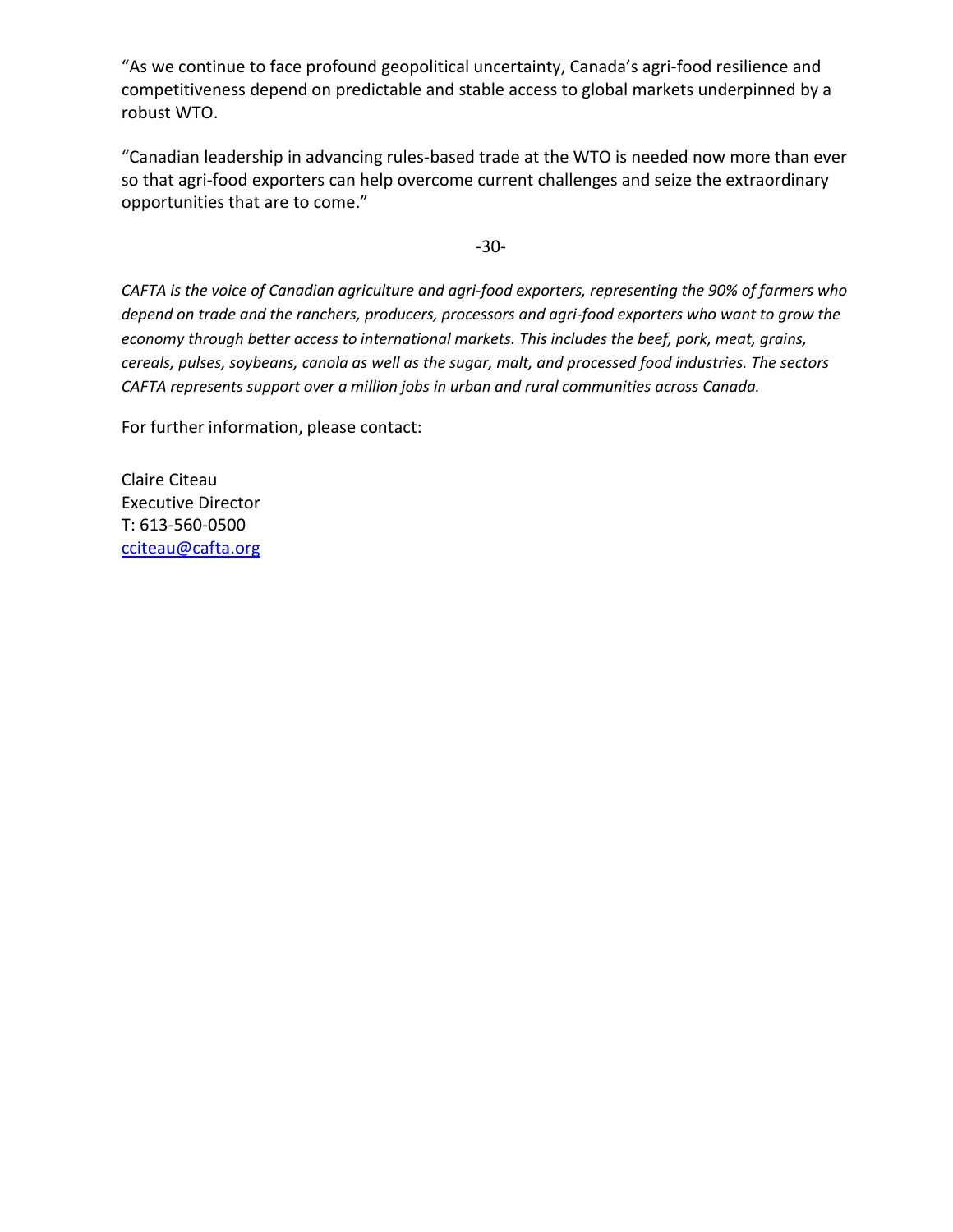"As we continue to face profound geopolitical uncertainty, Canada's agri-food resilience and competitiveness depend on predictable and stable access to global markets underpinned by a robust WTO.

"Canadian leadership in advancing rules-based trade at the WTO is needed now more than ever so that agri-food exporters can help overcome current challenges and seize the extraordinary opportunities that are to come."

-30-

*CAFTA is the voice of Canadian agriculture and agri-food exporters, representing the 90% of farmers who depend on trade and the ranchers, producers, processors and agri-food exporters who want to grow the economy through better access to international markets. This includes the beef, pork, meat, grains, cereals, pulses, soybeans, canola as well as the sugar, malt, and processed food industries. The sectors CAFTA represents support over a million jobs in urban and rural communities across Canada.*

For further information, please contact:

Claire Citeau
Executive Director
T: 613-560-0500
cciteau@cafta.org